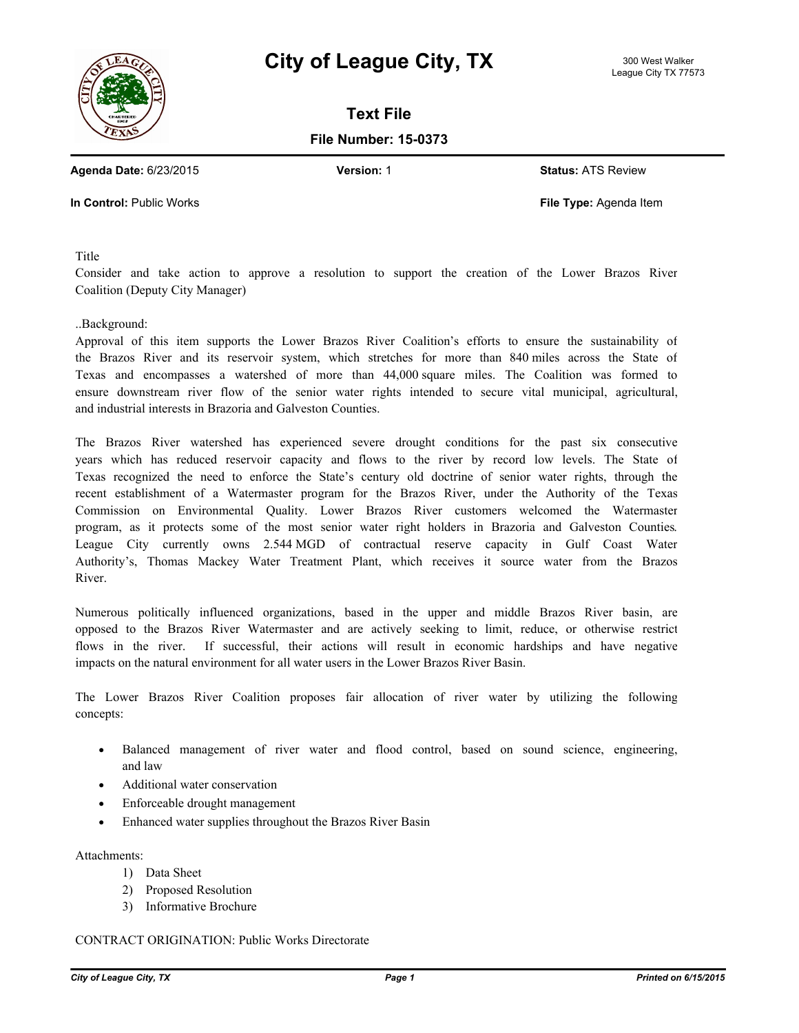# City of League City, TX

300 West Walker
League City TX 77573

## Text File

**File Number: 15-0373**

**Agenda Date:** 6/23/2015 **Version:** 1 **Status:** ATS Review

**In Control:** Public Works **File Type:** Agenda Item

Title

Consider and take action to approve a resolution to support the creation of the Lower Brazos River Coalition (Deputy City Manager)

..Background:

Approval of this item supports the Lower Brazos River Coalition's efforts to ensure the sustainability of the Brazos River and its reservoir system, which stretches for more than 840 miles across the State of Texas and encompasses a watershed of more than 44,000 square miles. The Coalition was formed to ensure downstream river flow of the senior water rights intended to secure vital municipal, agricultural, and industrial interests in Brazoria and Galveston Counties.

The Brazos River watershed has experienced severe drought conditions for the past six consecutive years which has reduced reservoir capacity and flows to the river by record low levels. The State of Texas recognized the need to enforce the State's century old doctrine of senior water rights, through the recent establishment of a Watermaster program for the Brazos River, under the Authority of the Texas Commission on Environmental Quality. Lower Brazos River customers welcomed the Watermaster program, as it protects some of the most senior water right holders in Brazoria and Galveston Counties. League City currently owns 2.544 MGD of contractual reserve capacity in Gulf Coast Water Authority's, Thomas Mackey Water Treatment Plant, which receives it source water from the Brazos River.

Numerous politically influenced organizations, based in the upper and middle Brazos River basin, are opposed to the Brazos River Watermaster and are actively seeking to limit, reduce, or otherwise restrict flows in the river. If successful, their actions will result in economic hardships and have negative impacts on the natural environment for all water users in the Lower Brazos River Basin.

The Lower Brazos River Coalition proposes fair allocation of river water by utilizing the following concepts:

- Balanced management of river water and flood control, based on sound science, engineering, and law
- Additional water conservation
- Enforceable drought management
- Enhanced water supplies throughout the Brazos River Basin

Attachments:

1) Data Sheet
2) Proposed Resolution
3) Informative Brochure

CONTRACT ORIGINATION: Public Works Directorate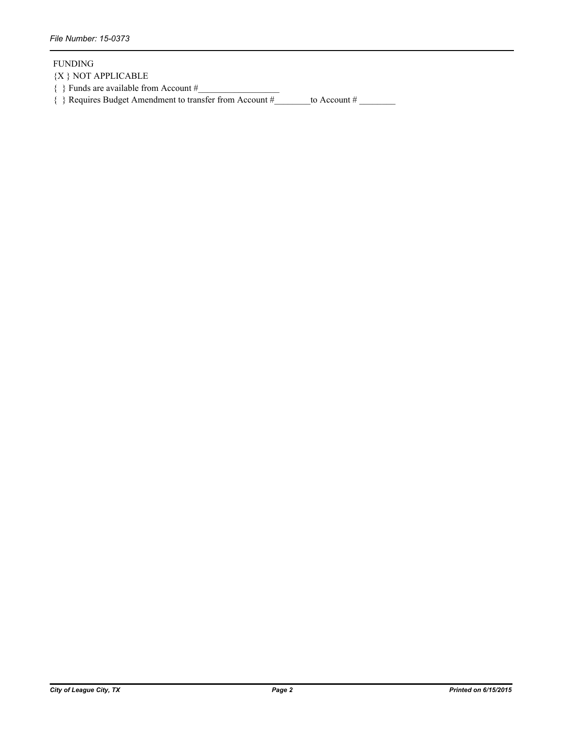FUNDING

{X } NOT APPLICABLE

{ } Funds are available from Account #_________________

{ } Requires Budget Amendment to transfer from Account #________to Account # ________